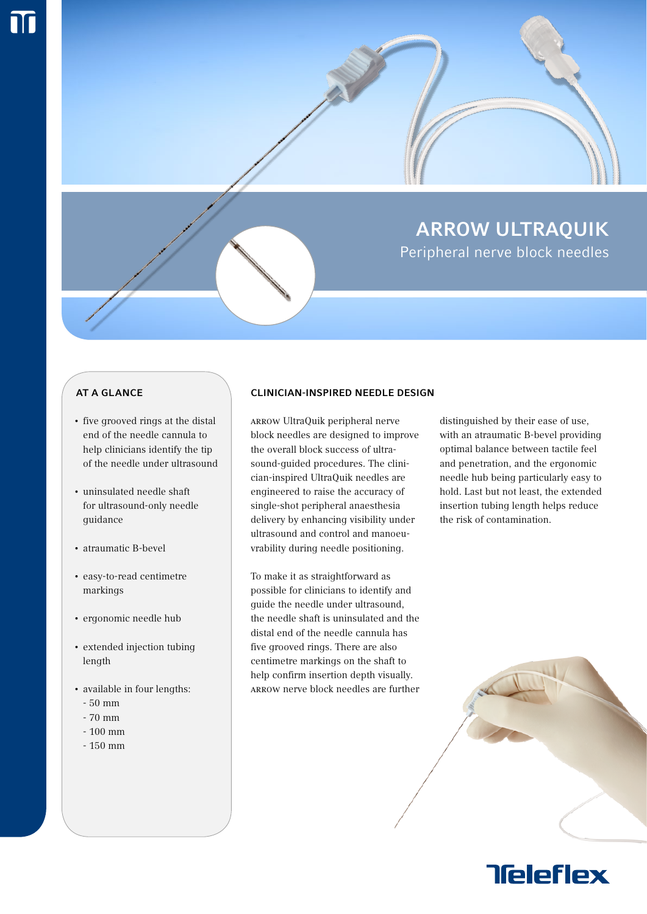# ARROW ULTRAQUIK

## Peripheral nerve block needles

## AT A GLANCE

- five grooved rings at the distal end of the needle cannula to help clinicians identify the tip of the needle under ultrasound
- uninsulated needle shaft for ultrasound-only needle guidance
- atraumatic B-bevel
- easy-to-read centimetre markings
- ergonomic needle hub
- extended injection tubing length
- available in four lengths:
  - 50 mm
  - 70 mm
  - 100 mm
  - 150 mm

## CLINICIAN-INSPIRED NEEDLE DESIGN

ARROW UltraQuik peripheral nerve block needles are designed to improve the overall block success of ultrasound-guided procedures. The clinician-inspired UltraQuik needles are engineered to raise the accuracy of single-shot peripheral anaesthesia delivery by enhancing visibility under ultrasound and control and manoeuvrability during needle positioning.

To make it as straightforward as possible for clinicians to identify and guide the needle under ultrasound, the needle shaft is uninsulated and the distal end of the needle cannula has five grooved rings. There are also centimetre markings on the shaft to help confirm insertion depth visually. ARROW nerve block needles are further distinguished by their ease of use, with an atraumatic B-bevel providing optimal balance between tactile feel and penetration, and the ergonomic needle hub being particularly easy to hold. Last but not least, the extended insertion tubing length helps reduce the risk of contamination.

Teleflex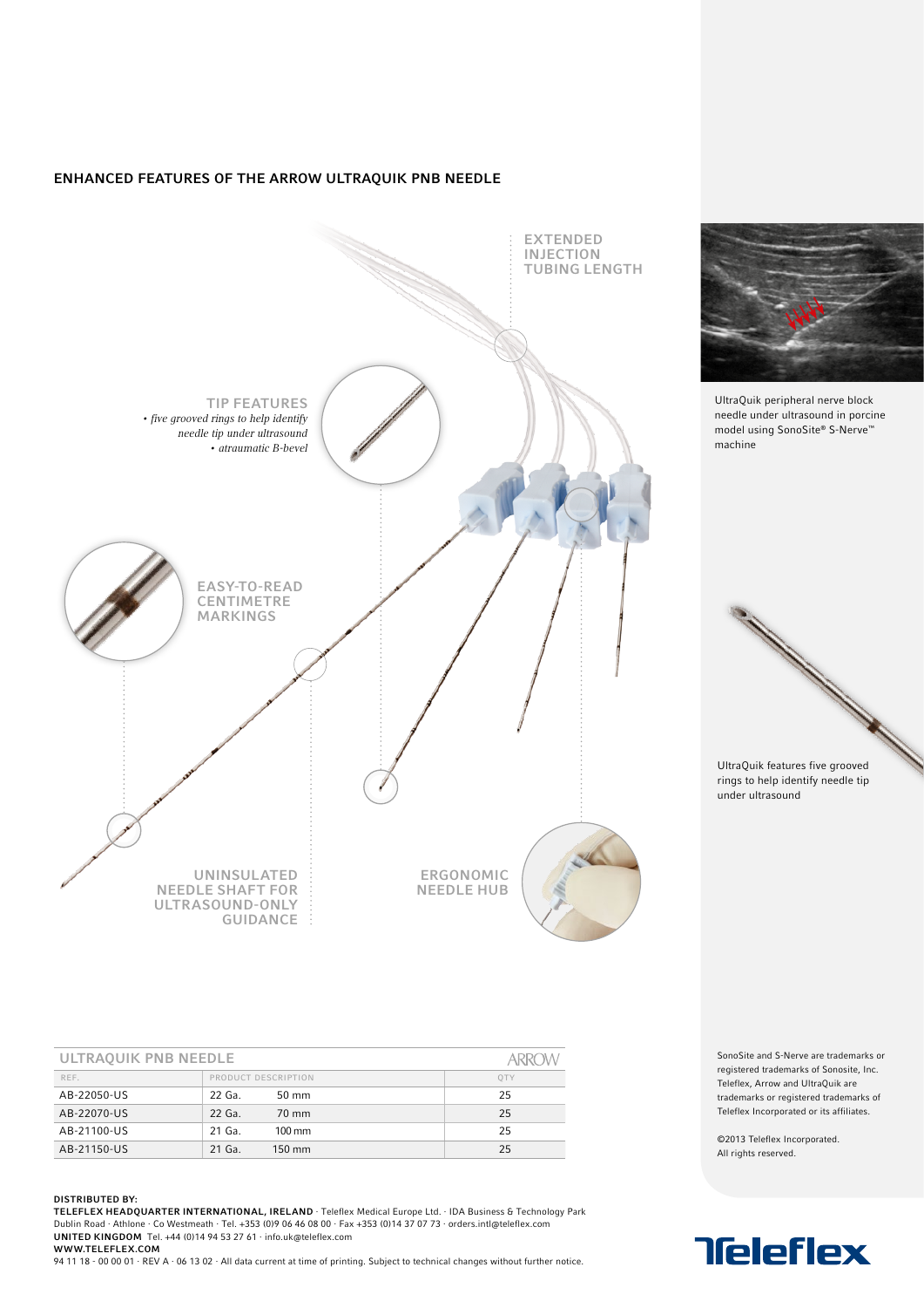## ENHANCED FEATURES OF THE ARROW ULTRAQUIK PNB NEEDLE

EXTENDED INJECTION TUBING LENGTH

TIP FEATURES
*• five grooved rings to help identify needle tip under ultrasound*
*• atraumatic B-bevel*

EASY-TO-READ CENTIMETRE MARKINGS

UNINSULATED NEEDLE SHAFT FOR ULTRASOUND-ONLY GUIDANCE

ERGONOMIC NEEDLE HUB

UltraQuik peripheral nerve block needle under ultrasound in porcine model using SonoSite® S-Nerve™ machine

UltraQuik features five grooved rings to help identify needle tip under ultrasound

| ULTRAQUIK PNB NEEDLE | | | ARROW |
|---|---|---|---|
| REF. | PRODUCT DESCRIPTION | | QTY |
| AB-22050-US | 22 Ga. | 50 mm | 25 |
| AB-22070-US | 22 Ga. | 70 mm | 25 |
| AB-21100-US | 21 Ga. | 100 mm | 25 |
| AB-21150-US | 21 Ga. | 150 mm | 25 |

SonoSite and S-Nerve are trademarks or registered trademarks of Sonosite, Inc. Teleflex, Arrow and UltraQuik are trademarks or registered trademarks of Teleflex Incorporated or its affiliates.

©2013 Teleflex Incorporated. All rights reserved.

**DISTRIBUTED BY:**
**TELEFLEX HEADQUARTER INTERNATIONAL, IRELAND** · Teleflex Medical Europe Ltd. · IDA Business & Technology Park Dublin Road · Athlone · Co Westmeath · Tel. +353 (0)9 06 46 08 00 · Fax +353 (0)14 37 07 73 · orders.intl@teleflex.com
**UNITED KINGDOM** Tel. +44 (0)14 94 53 27 61 · info.uk@teleflex.com
**WWW.TELEFLEX.COM**
94 11 18 - 00 00 01 · REV A · 06 13 02 · All data current at time of printing. Subject to technical changes without further notice.

Teleflex